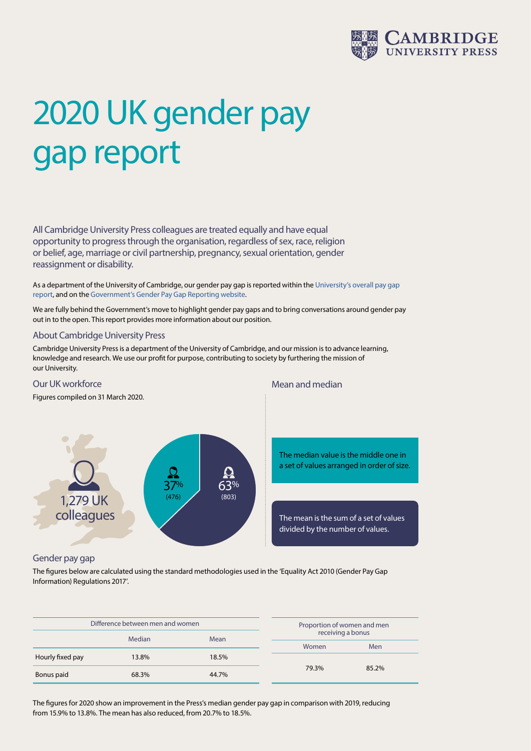# 2020 UK gender pay gap report

All Cambridge University Press colleagues are treated equally and have equal opportunity to progress through the organisation, regardless of sex, race, religion or belief, age, marriage or civil partnership, pregnancy, sexual orientation, gender reassignment or disability.

As a department of the University of Cambridge, our gender pay gap is reported within the University's overall pay gap report, and on the Government's Gender Pay Gap Reporting website.

We are fully behind the Government's move to highlight gender pay gaps and to bring conversations around gender pay out in to the open. This report provides more information about our position.

## About Cambridge University Press

Cambridge University Press is a department of the University of Cambridge, and our mission is to advance learning, knowledge and research. We use our profit for purpose, contributing to society by furthering the mission of our University.

## Our UK workforce

Figures compiled on 31 March 2020.

1,279 UK colleagues

37% (476)

63% (803)

## Mean and median

The median value is the middle one in a set of values arranged in order of size.

The mean is the sum of a set of values divided by the number of values.

## Gender pay gap

The figures below are calculated using the standard methodologies used in the 'Equality Act 2010 (Gender Pay Gap Information) Regulations 2017'.

| Difference between men and women | | |
|---|---|---|
| | Median | Mean |
| Hourly fixed pay | 13.8% | 18.5% |
| Bonus paid | 68.3% | 44.7% |

| Proportion of women and men receiving a bonus | |
|---|---|
| Women | Men |
| 79.3% | 85.2% |

The figures for 2020 show an improvement in the Press's median gender pay gap in comparison with 2019, reducing from 15.9% to 13.8%. The mean has also reduced, from 20.7% to 18.5%.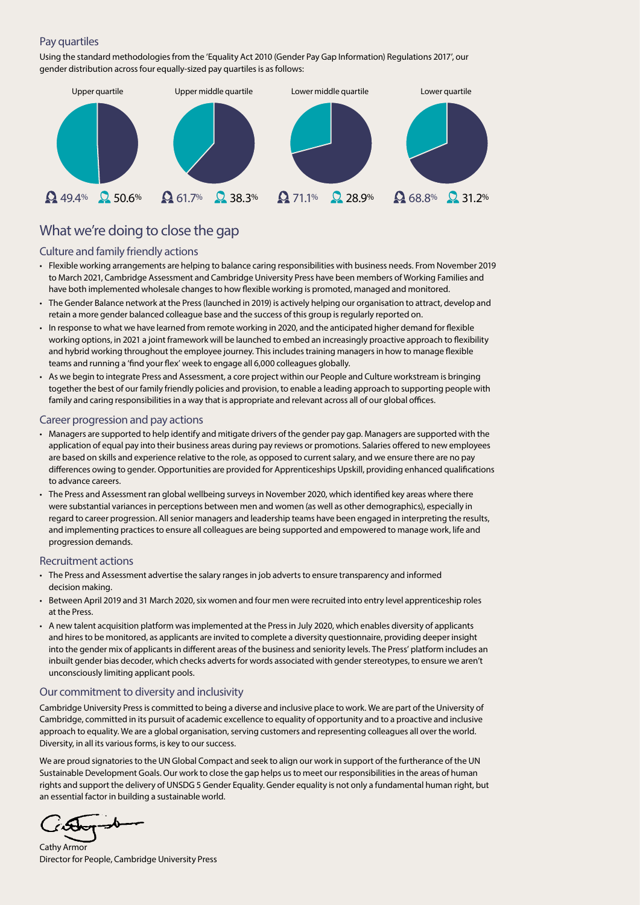## Pay quartiles

Using the standard methodologies from the 'Equality Act 2010 (Gender Pay Gap Information) Regulations 2017', our gender distribution across four equally-sized pay quartiles is as follows:

Upper quartile
49.4% 50.6%

Upper middle quartile
61.7% 38.3%

Lower middle quartile
71.1% 28.9%

Lower quartile
68.8% 31.2%

# What we're doing to close the gap

## Culture and family friendly actions

- Flexible working arrangements are helping to balance caring responsibilities with business needs. From November 2019 to March 2021, Cambridge Assessment and Cambridge University Press have been members of Working Families and have both implemented wholesale changes to how flexible working is promoted, managed and monitored.
- The Gender Balance network at the Press (launched in 2019) is actively helping our organisation to attract, develop and retain a more gender balanced colleague base and the success of this group is regularly reported on.
- In response to what we have learned from remote working in 2020, and the anticipated higher demand for flexible working options, in 2021 a joint framework will be launched to embed an increasingly proactive approach to flexibility and hybrid working throughout the employee journey. This includes training managers in how to manage flexible teams and running a 'find your flex' week to engage all 6,000 colleagues globally.
- As we begin to integrate Press and Assessment, a core project within our People and Culture workstream is bringing together the best of our family friendly policies and provision, to enable a leading approach to supporting people with family and caring responsibilities in a way that is appropriate and relevant across all of our global offices.

## Career progression and pay actions

- Managers are supported to help identify and mitigate drivers of the gender pay gap. Managers are supported with the application of equal pay into their business areas during pay reviews or promotions. Salaries offered to new employees are based on skills and experience relative to the role, as opposed to current salary, and we ensure there are no pay differences owing to gender. Opportunities are provided for Apprenticeships Upskill, providing enhanced qualifications to advance careers.
- The Press and Assessment ran global wellbeing surveys in November 2020, which identified key areas where there were substantial variances in perceptions between men and women (as well as other demographics), especially in regard to career progression. All senior managers and leadership teams have been engaged in interpreting the results, and implementing practices to ensure all colleagues are being supported and empowered to manage work, life and progression demands.

## Recruitment actions

- The Press and Assessment advertise the salary ranges in job adverts to ensure transparency and informed decision making.
- Between April 2019 and 31 March 2020, six women and four men were recruited into entry level apprenticeship roles at the Press.
- A new talent acquisition platform was implemented at the Press in July 2020, which enables diversity of applicants and hires to be monitored, as applicants are invited to complete a diversity questionnaire, providing deeper insight into the gender mix of applicants in different areas of the business and seniority levels. The Press' platform includes an inbuilt gender bias decoder, which checks adverts for words associated with gender stereotypes, to ensure we aren't unconsciously limiting applicant pools.

## Our commitment to diversity and inclusivity

Cambridge University Press is committed to being a diverse and inclusive place to work. We are part of the University of Cambridge, committed in its pursuit of academic excellence to equality of opportunity and to a proactive and inclusive approach to equality. We are a global organisation, serving customers and representing colleagues all over the world. Diversity, in all its various forms, is key to our success.

We are proud signatories to the UN Global Compact and seek to align our work in support of the furtherance of the UN Sustainable Development Goals. Our work to close the gap helps us to meet our responsibilities in the areas of human rights and support the delivery of UNSDG 5 Gender Equality. Gender equality is not only a fundamental human right, but an essential factor in building a sustainable world.

Cathy Armor
Director for People, Cambridge University Press